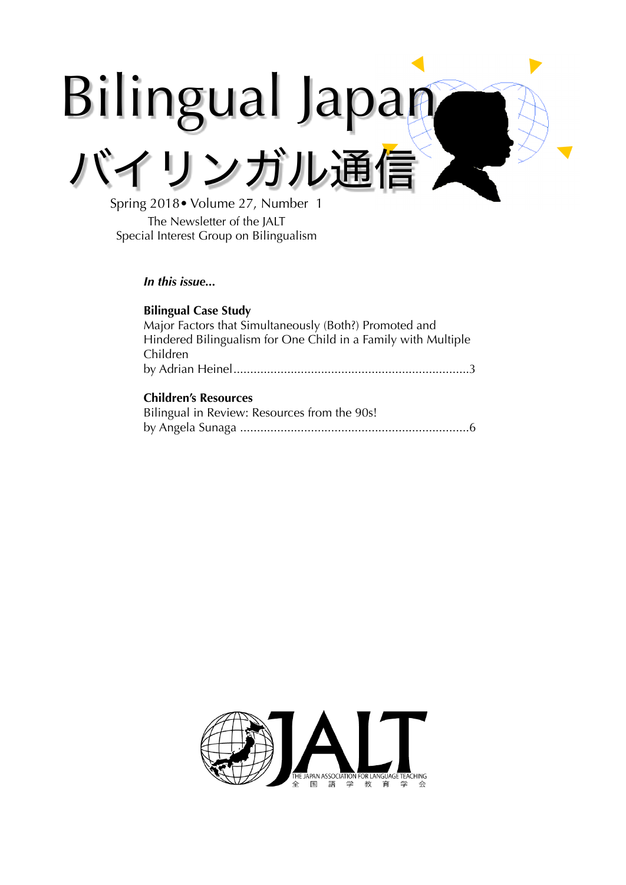# Bilingual Japan

# バイリンガル通信

Spring 2018• Volume 27, Number 1

The Newsletter of the JALT

Special Interest Group on Bilingualism

***In this issue...***

**Bilingual Case Study**

Major Factors that Simultaneously (Both?) Promoted and Hindered Bilingualism for One Child in a Family with Multiple Children

by Adrian Heinel......................................................................3

**Children's Resources**

Bilingual in Review: Resources from the 90s!

by Angela Sunaga ....................................................................6

JALT

THE JAPAN ASSOCIATION FOR LANGUAGE TEACHING

全国語学教育学会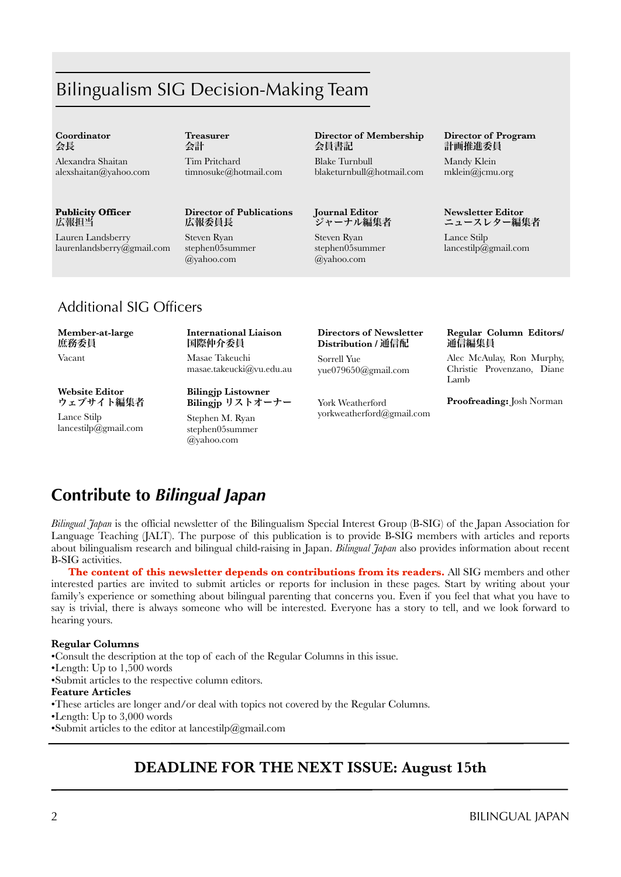## Bilingualism SIG Decision-Making Team

**Coordinator**
**会長**
Alexandra Shaitan
alexshaitan@yahoo.com

**Treasurer**
**会計**
Tim Pritchard
timnosuke@hotmail.com

**Director of Membership**
**会員書記**
Blake Turnbull
blaketurnbull@hotmail.com

**Director of Program**
**計画推進委員**
Mandy Klein
mklein@jcmu.org

**Publicity Officer**
**広報担当**
Lauren Landsberry
laurenlandsberry@gmail.com

**Director of Publications**
**広報委員長**
Steven Ryan
stephen05summer@yahoo.com

**Journal Editor**
**ジャーナル編集者**
Steven Ryan
stephen05summer@yahoo.com

**Newsletter Editor**
**ニュースレター編集者**
Lance Stilp
lancestilp@gmail.com

## Additional SIG Officers

**Member-at-large**
**庶務委員**
Vacant

**Website Editor**
**ウェブサイト編集者**
Lance Stilp
lancestilp@gmail.com

**International Liaison**
**国際仲介委員**
Masae Takeuchi
masae.takeucki@vu.edu.au

**Bilingjp Listowner**
**Bilingjp リストオーナー**
Stephen M. Ryan
stephen05summer@yahoo.com

**Directors of Newsletter Distribution / 通信配**
Sorrell Yue
yue079650@gmail.com

York Weatherford
yorkweatherford@gmail.com

**Regular Column Editors/ 通信編集員**
Alec McAulay, Ron Murphy, Christie Provenzano, Diane Lamb

**Proofreading:** Josh Norman

# Contribute to *Bilingual Japan*

*Bilingual Japan* is the official newsletter of the Bilingualism Special Interest Group (B-SIG) of the Japan Association for Language Teaching (JALT). The purpose of this publication is to provide B-SIG members with articles and reports about bilingualism research and bilingual child-raising in Japan. *Bilingual Japan* also provides information about recent B-SIG activities.

**The content of this newsletter depends on contributions from its readers.** All SIG members and other interested parties are invited to submit articles or reports for inclusion in these pages. Start by writing about your family's experience or something about bilingual parenting that concerns you. Even if you feel that what you have to say is trivial, there is always someone who will be interested. Everyone has a story to tell, and we look forward to hearing yours.

**Regular Columns**
- Consult the description at the top of each of the Regular Columns in this issue.
- Length: Up to 1,500 words
- Submit articles to the respective column editors.

**Feature Articles**
- These articles are longer and/or deal with topics not covered by the Regular Columns.
- Length: Up to 3,000 words
- Submit articles to the editor at lancestilp@gmail.com

## DEADLINE FOR THE NEXT ISSUE: August 15th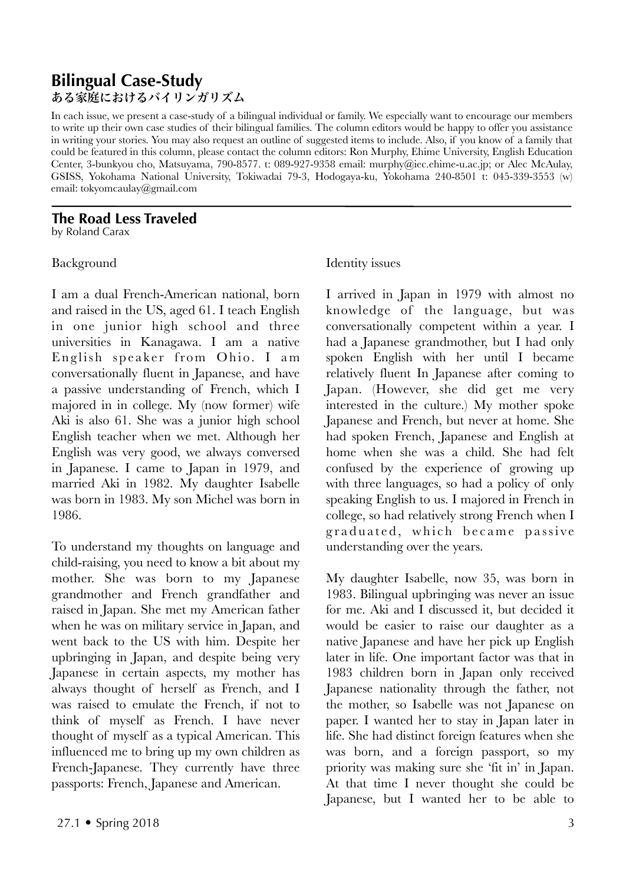## Bilingual Case-Study
### ある家庭におけるバイリンガリズム

In each issue, we present a case-study of a bilingual individual or family. We especially want to encourage our members to write up their own case studies of their bilingual families. The column editors would be happy to offer you assistance in writing your stories. You may also request an outline of suggested items to include. Also, if you know of a family that could be featured in this column, please contact the column editors: Ron Murphy, Ehime University, English Education Center, 3-bunkyou cho, Matsuyama, 790-8577. t: 089-927-9358 email: murphy@iec.ehime-u.ac.jp; or Alec McAulay, GSISS, Yokohama National University, Tokiwadai 79-3, Hodogaya-ku, Yokohama 240-8501 t: 045-339-3553 (w) email: tokyomcaulay@gmail.com

---

## The Road Less Traveled

by Roland Carax

### Background

I am a dual French-American national, born and raised in the US, aged 61. I teach English in one junior high school and three universities in Kanagawa. I am a native English speaker from Ohio. I am conversationally fluent in Japanese, and have a passive understanding of French, which I majored in in college. My (now former) wife Aki is also 61. She was a junior high school English teacher when we met. Although her English was very good, we always conversed in Japanese. I came to Japan in 1979, and married Aki in 1982. My daughter Isabelle was born in 1983. My son Michel was born in 1986.

To understand my thoughts on language and child-raising, you need to know a bit about my mother. She was born to my Japanese grandmother and French grandfather and raised in Japan. She met my American father when he was on military service in Japan, and went back to the US with him. Despite her upbringing in Japan, and despite being very Japanese in certain aspects, my mother has always thought of herself as French, and I was raised to emulate the French, if not to think of myself as French. I have never thought of myself as a typical American. This influenced me to bring up my own children as French-Japanese. They currently have three passports: French, Japanese and American.

### Identity issues

I arrived in Japan in 1979 with almost no knowledge of the language, but was conversationally competent within a year. I had a Japanese grandmother, but I had only spoken English with her until I became relatively fluent In Japanese after coming to Japan. (However, she did get me very interested in the culture.) My mother spoke Japanese and French, but never at home. She had spoken French, Japanese and English at home when she was a child. She had felt confused by the experience of growing up with three languages, so had a policy of only speaking English to us. I majored in French in college, so had relatively strong French when I graduated, which became passive understanding over the years.

My daughter Isabelle, now 35, was born in 1983. Bilingual upbringing was never an issue for me. Aki and I discussed it, but decided it would be easier to raise our daughter as a native Japanese and have her pick up English later in life. One important factor was that in 1983 children born in Japan only received Japanese nationality through the father, not the mother, so Isabelle was not Japanese on paper. I wanted her to stay in Japan later in life. She had distinct foreign features when she was born, and a foreign passport, so my priority was making sure she 'fit in' in Japan. At that time I never thought she could be Japanese, but I wanted her to be able to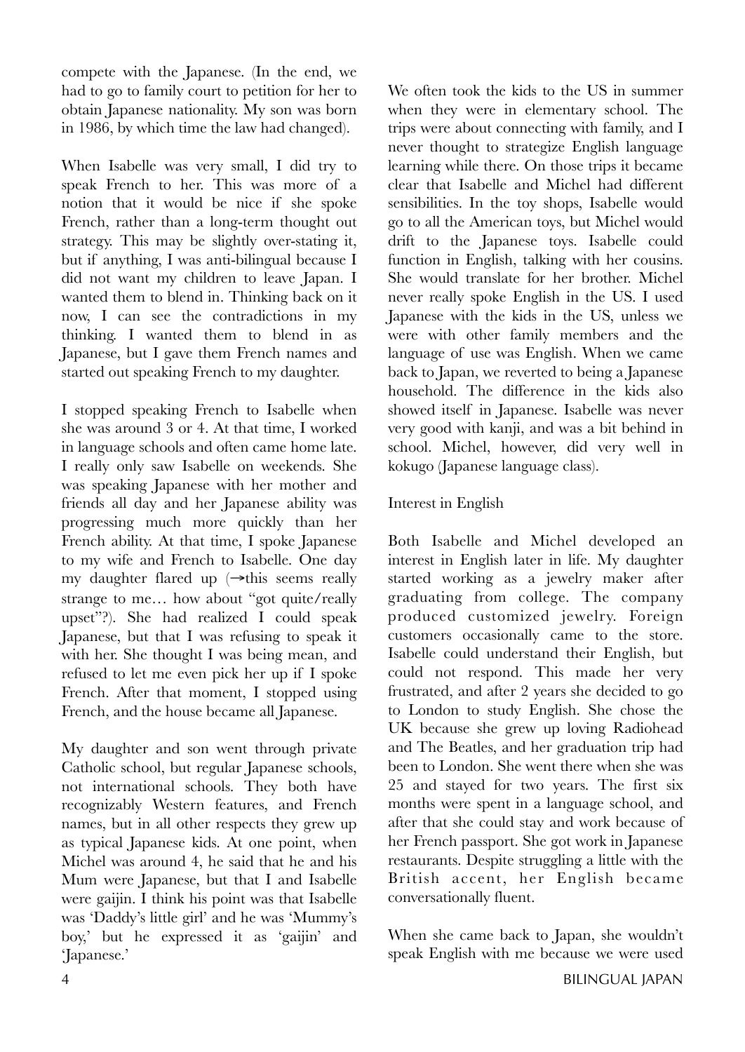compete with the Japanese. (In the end, we had to go to family court to petition for her to obtain Japanese nationality. My son was born in 1986, by which time the law had changed).

When Isabelle was very small, I did try to speak French to her. This was more of a notion that it would be nice if she spoke French, rather than a long-term thought out strategy. This may be slightly over-stating it, but if anything, I was anti-bilingual because I did not want my children to leave Japan. I wanted them to blend in. Thinking back on it now, I can see the contradictions in my thinking. I wanted them to blend in as Japanese, but I gave them French names and started out speaking French to my daughter.

I stopped speaking French to Isabelle when she was around 3 or 4. At that time, I worked in language schools and often came home late. I really only saw Isabelle on weekends. She was speaking Japanese with her mother and friends all day and her Japanese ability was progressing much more quickly than her French ability. At that time, I spoke Japanese to my wife and French to Isabelle. One day my daughter flared up (→this seems really strange to me… how about "got quite/really upset"?). She had realized I could speak Japanese, but that I was refusing to speak it with her. She thought I was being mean, and refused to let me even pick her up if I spoke French. After that moment, I stopped using French, and the house became all Japanese.

My daughter and son went through private Catholic school, but regular Japanese schools, not international schools. They both have recognizably Western features, and French names, but in all other respects they grew up as typical Japanese kids. At one point, when Michel was around 4, he said that he and his Mum were Japanese, but that I and Isabelle were gaijin. I think his point was that Isabelle was 'Daddy's little girl' and he was 'Mummy's boy,' but he expressed it as 'gaijin' and 'Japanese.'

We often took the kids to the US in summer when they were in elementary school. The trips were about connecting with family, and I never thought to strategize English language learning while there. On those trips it became clear that Isabelle and Michel had different sensibilities. In the toy shops, Isabelle would go to all the American toys, but Michel would drift to the Japanese toys. Isabelle could function in English, talking with her cousins. She would translate for her brother. Michel never really spoke English in the US. I used Japanese with the kids in the US, unless we were with other family members and the language of use was English. When we came back to Japan, we reverted to being a Japanese household. The difference in the kids also showed itself in Japanese. Isabelle was never very good with kanji, and was a bit behind in school. Michel, however, did very well in kokugo (Japanese language class).

Interest in English

Both Isabelle and Michel developed an interest in English later in life. My daughter started working as a jewelry maker after graduating from college. The company produced customized jewelry. Foreign customers occasionally came to the store. Isabelle could understand their English, but could not respond. This made her very frustrated, and after 2 years she decided to go to London to study English. She chose the UK because she grew up loving Radiohead and The Beatles, and her graduation trip had been to London. She went there when she was 25 and stayed for two years. The first six months were spent in a language school, and after that she could stay and work because of her French passport. She got work in Japanese restaurants. Despite struggling a little with the British accent, her English became conversationally fluent.

When she came back to Japan, she wouldn't speak English with me because we were used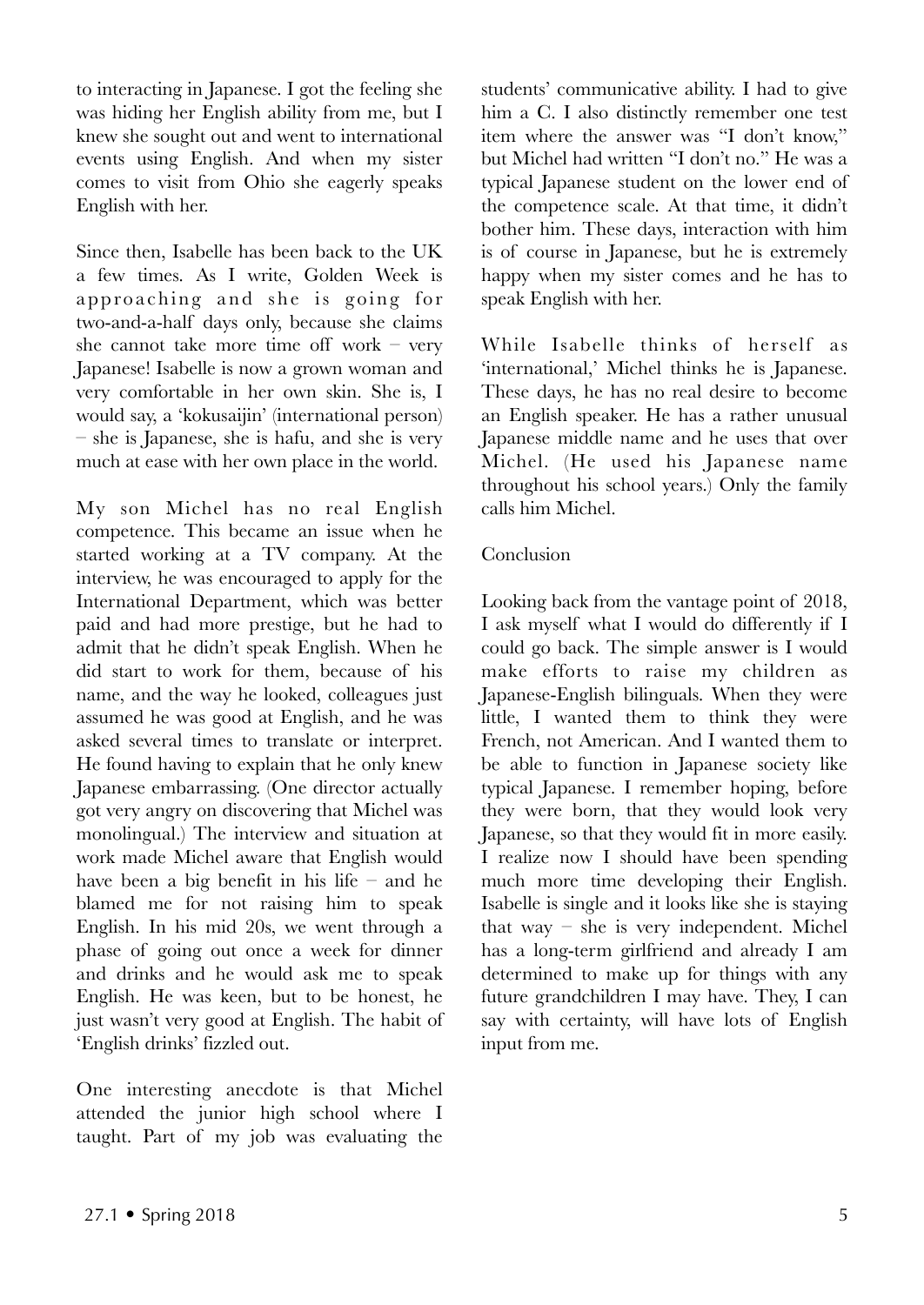to interacting in Japanese. I got the feeling she was hiding her English ability from me, but I knew she sought out and went to international events using English. And when my sister comes to visit from Ohio she eagerly speaks English with her.

Since then, Isabelle has been back to the UK a few times. As I write, Golden Week is approaching and she is going for two-and-a-half days only, because she claims she cannot take more time off work – very Japanese! Isabelle is now a grown woman and very comfortable in her own skin. She is, I would say, a 'kokusaijin' (international person) – she is Japanese, she is hafu, and she is very much at ease with her own place in the world.

My son Michel has no real English competence. This became an issue when he started working at a TV company. At the interview, he was encouraged to apply for the International Department, which was better paid and had more prestige, but he had to admit that he didn't speak English. When he did start to work for them, because of his name, and the way he looked, colleagues just assumed he was good at English, and he was asked several times to translate or interpret. He found having to explain that he only knew Japanese embarrassing. (One director actually got very angry on discovering that Michel was monolingual.) The interview and situation at work made Michel aware that English would have been a big benefit in his life – and he blamed me for not raising him to speak English. In his mid 20s, we went through a phase of going out once a week for dinner and drinks and he would ask me to speak English. He was keen, but to be honest, he just wasn't very good at English. The habit of 'English drinks' fizzled out.

One interesting anecdote is that Michel attended the junior high school where I taught. Part of my job was evaluating the students' communicative ability. I had to give him a C. I also distinctly remember one test item where the answer was "I don't know," but Michel had written "I don't no." He was a typical Japanese student on the lower end of the competence scale. At that time, it didn't bother him. These days, interaction with him is of course in Japanese, but he is extremely happy when my sister comes and he has to speak English with her.

While Isabelle thinks of herself as 'international,' Michel thinks he is Japanese. These days, he has no real desire to become an English speaker. He has a rather unusual Japanese middle name and he uses that over Michel. (He used his Japanese name throughout his school years.) Only the family calls him Michel.

## Conclusion

Looking back from the vantage point of 2018, I ask myself what I would do differently if I could go back. The simple answer is I would make efforts to raise my children as Japanese-English bilinguals. When they were little, I wanted them to think they were French, not American. And I wanted them to be able to function in Japanese society like typical Japanese. I remember hoping, before they were born, that they would look very Japanese, so that they would fit in more easily. I realize now I should have been spending much more time developing their English. Isabelle is single and it looks like she is staying that way – she is very independent. Michel has a long-term girlfriend and already I am determined to make up for things with any future grandchildren I may have. They, I can say with certainty, will have lots of English input from me.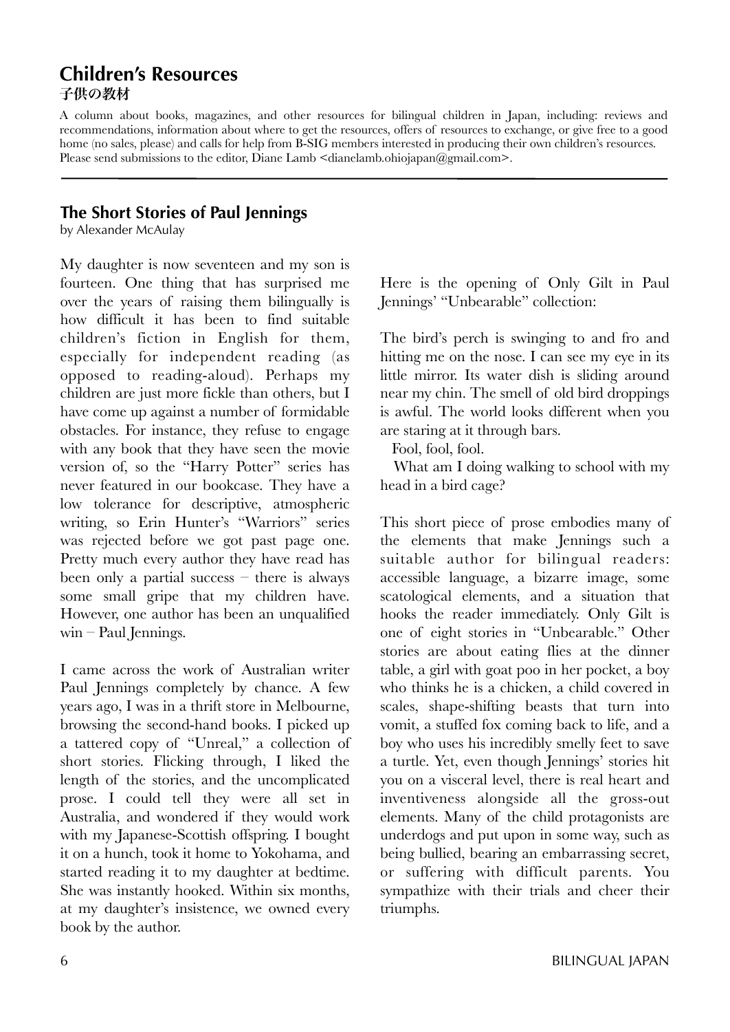## Children's Resources
### 子供の教材

A column about books, magazines, and other resources for bilingual children in Japan, including: reviews and recommendations, information about where to get the resources, offers of resources to exchange, or give free to a good home (no sales, please) and calls for help from B-SIG members interested in producing their own children's resources. Please send submissions to the editor, Diane Lamb <dianelamb.ohiojapan@gmail.com>.

---

### The Short Stories of Paul Jennings

by Alexander McAulay

My daughter is now seventeen and my son is fourteen. One thing that has surprised me over the years of raising them bilingually is how difficult it has been to find suitable children's fiction in English for them, especially for independent reading (as opposed to reading-aloud). Perhaps my children are just more fickle than others, but I have come up against a number of formidable obstacles. For instance, they refuse to engage with any book that they have seen the movie version of, so the "Harry Potter" series has never featured in our bookcase. They have a low tolerance for descriptive, atmospheric writing, so Erin Hunter's "Warriors" series was rejected before we got past page one. Pretty much every author they have read has been only a partial success – there is always some small gripe that my children have. However, one author has been an unqualified win – Paul Jennings.

I came across the work of Australian writer Paul Jennings completely by chance. A few years ago, I was in a thrift store in Melbourne, browsing the second-hand books. I picked up a tattered copy of "Unreal," a collection of short stories. Flicking through, I liked the length of the stories, and the uncomplicated prose. I could tell they were all set in Australia, and wondered if they would work with my Japanese-Scottish offspring. I bought it on a hunch, took it home to Yokohama, and started reading it to my daughter at bedtime. She was instantly hooked. Within six months, at my daughter's insistence, we owned every book by the author.

Here is the opening of Only Gilt in Paul Jennings' "Unbearable" collection:

The bird's perch is swinging to and fro and hitting me on the nose. I can see my eye in its little mirror. Its water dish is sliding around near my chin. The smell of old bird droppings is awful. The world looks different when you are staring at it through bars.

Fool, fool, fool.

What am I doing walking to school with my head in a bird cage?

This short piece of prose embodies many of the elements that make Jennings such a suitable author for bilingual readers: accessible language, a bizarre image, some scatological elements, and a situation that hooks the reader immediately. Only Gilt is one of eight stories in "Unbearable." Other stories are about eating flies at the dinner table, a girl with goat poo in her pocket, a boy who thinks he is a chicken, a child covered in scales, shape-shifting beasts that turn into vomit, a stuffed fox coming back to life, and a boy who uses his incredibly smelly feet to save a turtle. Yet, even though Jennings' stories hit you on a visceral level, there is real heart and inventiveness alongside all the gross-out elements. Many of the child protagonists are underdogs and put upon in some way, such as being bullied, bearing an embarrassing secret, or suffering with difficult parents. You sympathize with their trials and cheer their triumphs.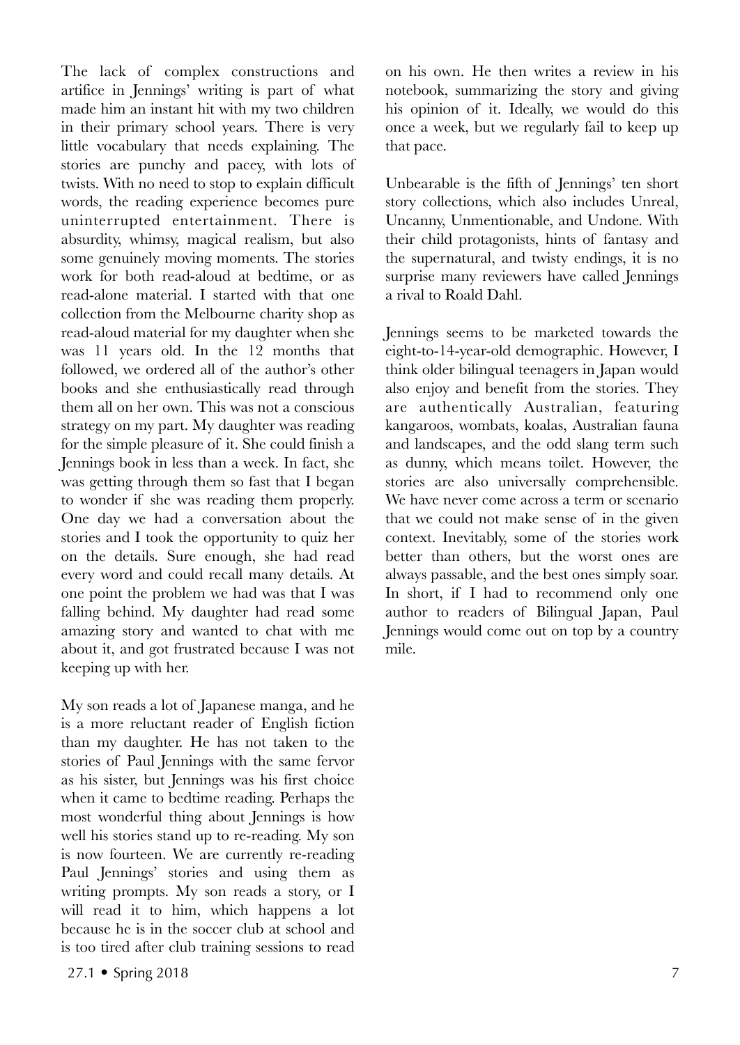The lack of complex constructions and artifice in Jennings' writing is part of what made him an instant hit with my two children in their primary school years. There is very little vocabulary that needs explaining. The stories are punchy and pacey, with lots of twists. With no need to stop to explain difficult words, the reading experience becomes pure uninterrupted entertainment. There is absurdity, whimsy, magical realism, but also some genuinely moving moments. The stories work for both read-aloud at bedtime, or as read-alone material. I started with that one collection from the Melbourne charity shop as read-aloud material for my daughter when she was 11 years old. In the 12 months that followed, we ordered all of the author's other books and she enthusiastically read through them all on her own. This was not a conscious strategy on my part. My daughter was reading for the simple pleasure of it. She could finish a Jennings book in less than a week. In fact, she was getting through them so fast that I began to wonder if she was reading them properly. One day we had a conversation about the stories and I took the opportunity to quiz her on the details. Sure enough, she had read every word and could recall many details. At one point the problem we had was that I was falling behind. My daughter had read some amazing story and wanted to chat with me about it, and got frustrated because I was not keeping up with her.

My son reads a lot of Japanese manga, and he is a more reluctant reader of English fiction than my daughter. He has not taken to the stories of Paul Jennings with the same fervor as his sister, but Jennings was his first choice when it came to bedtime reading. Perhaps the most wonderful thing about Jennings is how well his stories stand up to re-reading. My son is now fourteen. We are currently re-reading Paul Jennings' stories and using them as writing prompts. My son reads a story, or I will read it to him, which happens a lot because he is in the soccer club at school and is too tired after club training sessions to read on his own. He then writes a review in his notebook, summarizing the story and giving his opinion of it. Ideally, we would do this once a week, but we regularly fail to keep up that pace.

Unbearable is the fifth of Jennings' ten short story collections, which also includes Unreal, Uncanny, Unmentionable, and Undone. With their child protagonists, hints of fantasy and the supernatural, and twisty endings, it is no surprise many reviewers have called Jennings a rival to Roald Dahl.

Jennings seems to be marketed towards the eight-to-14-year-old demographic. However, I think older bilingual teenagers in Japan would also enjoy and benefit from the stories. They are authentically Australian, featuring kangaroos, wombats, koalas, Australian fauna and landscapes, and the odd slang term such as dunny, which means toilet. However, the stories are also universally comprehensible. We have never come across a term or scenario that we could not make sense of in the given context. Inevitably, some of the stories work better than others, but the worst ones are always passable, and the best ones simply soar. In short, if I had to recommend only one author to readers of Bilingual Japan, Paul Jennings would come out on top by a country mile.